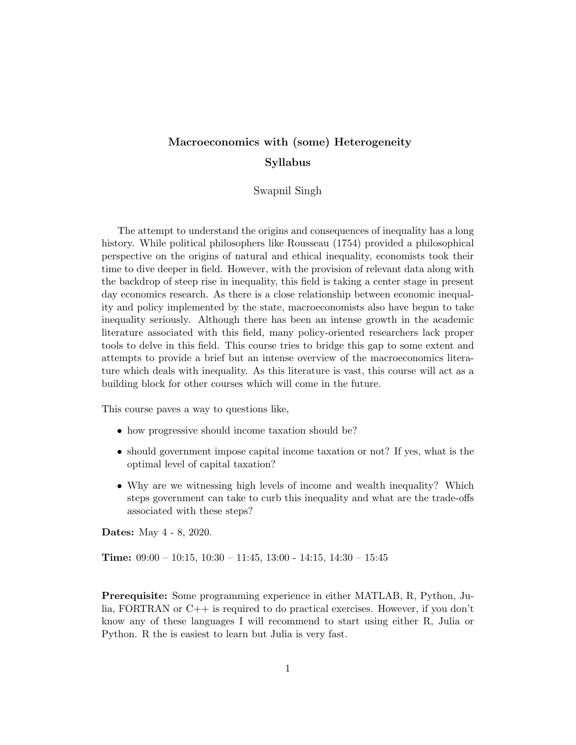# Macroeconomics with (some) Heterogeneity

## Syllabus

Swapnil Singh

The attempt to understand the origins and consequences of inequality has a long history. While political philosophers like Rousseau (1754) provided a philosophical perspective on the origins of natural and ethical inequality, economists took their time to dive deeper in field. However, with the provision of relevant data along with the backdrop of steep rise in inequality, this field is taking a center stage in present day economics research. As there is a close relationship between economic inequality and policy implemented by the state, macroeconomists also have begun to take inequality seriously. Although there has been an intense growth in the academic literature associated with this field, many policy-oriented researchers lack proper tools to delve in this field. This course tries to bridge this gap to some extent and attempts to provide a brief but an intense overview of the macroeconomics literature which deals with inequality. As this literature is vast, this course will act as a building block for other courses which will come in the future.

This course paves a way to questions like,

- how progressive should income taxation should be?
- should government impose capital income taxation or not? If yes, what is the optimal level of capital taxation?
- Why are we witnessing high levels of income and wealth inequality? Which steps government can take to curb this inequality and what are the trade-offs associated with these steps?

**Dates:** May 4 - 8, 2020.

**Time:** 09:00 – 10:15, 10:30 – 11:45, 13:00 - 14:15, 14:30 – 15:45

**Prerequisite:** Some programming experience in either MATLAB, R, Python, Julia, FORTRAN or C++ is required to do practical exercises. However, if you don't know any of these languages I will recommend to start using either R, Julia or Python. R the is easiest to learn but Julia is very fast.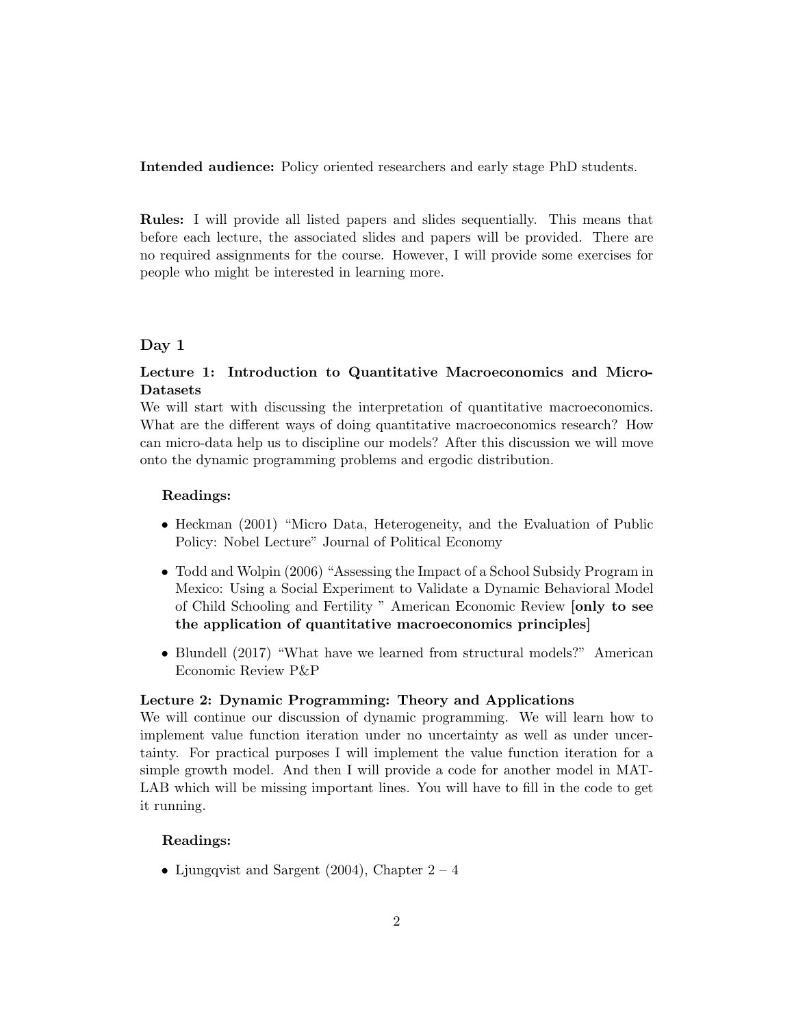**Intended audience:** Policy oriented researchers and early stage PhD students.

**Rules:** I will provide all listed papers and slides sequentially. This means that before each lecture, the associated slides and papers will be provided. There are no required assignments for the course. However, I will provide some exercises for people who might be interested in learning more.

## Day 1

### Lecture 1: Introduction to Quantitative Macroeconomics and Micro-Datasets

We will start with discussing the interpretation of quantitative macroeconomics. What are the different ways of doing quantitative macroeconomics research? How can micro-data help us to discipline our models? After this discussion we will move onto the dynamic programming problems and ergodic distribution.

**Readings:**

- Heckman (2001) "Micro Data, Heterogeneity, and the Evaluation of Public Policy: Nobel Lecture" Journal of Political Economy
- Todd and Wolpin (2006) "Assessing the Impact of a School Subsidy Program in Mexico: Using a Social Experiment to Validate a Dynamic Behavioral Model of Child Schooling and Fertility " American Economic Review [**only to see the application of quantitative macroeconomics principles**]
- Blundell (2017) "What have we learned from structural models?" American Economic Review P&P

### Lecture 2: Dynamic Programming: Theory and Applications

We will continue our discussion of dynamic programming. We will learn how to implement value function iteration under no uncertainty as well as under uncertainty. For practical purposes I will implement the value function iteration for a simple growth model. And then I will provide a code for another model in MATLAB which will be missing important lines. You will have to fill in the code to get it running.

**Readings:**

- Ljungqvist and Sargent (2004), Chapter 2 – 4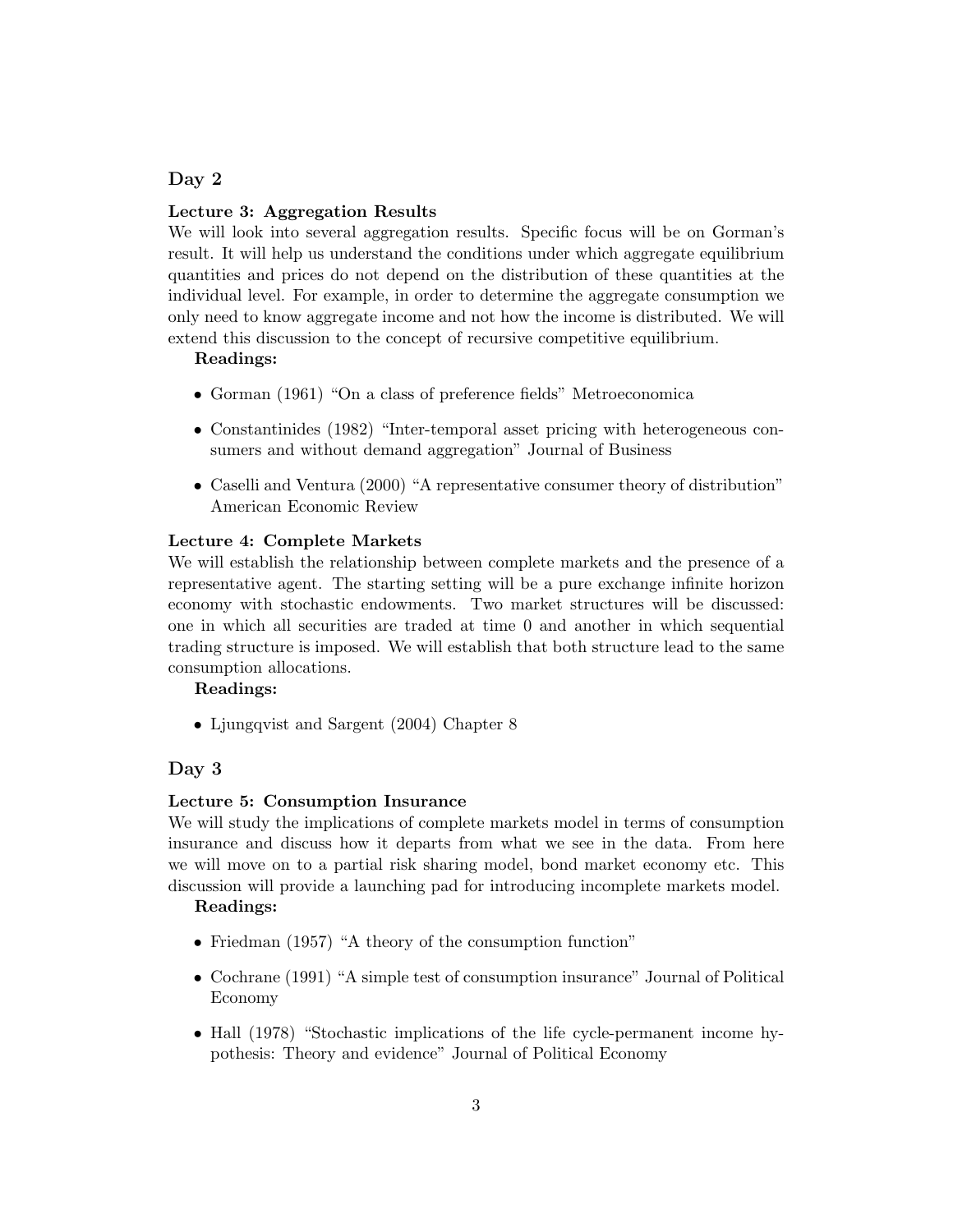## Day 2

### Lecture 3: Aggregation Results

We will look into several aggregation results. Specific focus will be on Gorman's result. It will help us understand the conditions under which aggregate equilibrium quantities and prices do not depend on the distribution of these quantities at the individual level. For example, in order to determine the aggregate consumption we only need to know aggregate income and not how the income is distributed. We will extend this discussion to the concept of recursive competitive equilibrium.

**Readings:**

- Gorman (1961) "On a class of preference fields" Metroeconomica
- Constantinides (1982) "Inter-temporal asset pricing with heterogeneous consumers and without demand aggregation" Journal of Business
- Caselli and Ventura (2000) "A representative consumer theory of distribution" American Economic Review

### Lecture 4: Complete Markets

We will establish the relationship between complete markets and the presence of a representative agent. The starting setting will be a pure exchange infinite horizon economy with stochastic endowments. Two market structures will be discussed: one in which all securities are traded at time 0 and another in which sequential trading structure is imposed. We will establish that both structure lead to the same consumption allocations.

**Readings:**

- Ljungqvist and Sargent (2004) Chapter 8

## Day 3

### Lecture 5: Consumption Insurance

We will study the implications of complete markets model in terms of consumption insurance and discuss how it departs from what we see in the data. From here we will move on to a partial risk sharing model, bond market economy etc. This discussion will provide a launching pad for introducing incomplete markets model.

**Readings:**

- Friedman (1957) "A theory of the consumption function"
- Cochrane (1991) "A simple test of consumption insurance" Journal of Political Economy
- Hall (1978) "Stochastic implications of the life cycle-permanent income hypothesis: Theory and evidence" Journal of Political Economy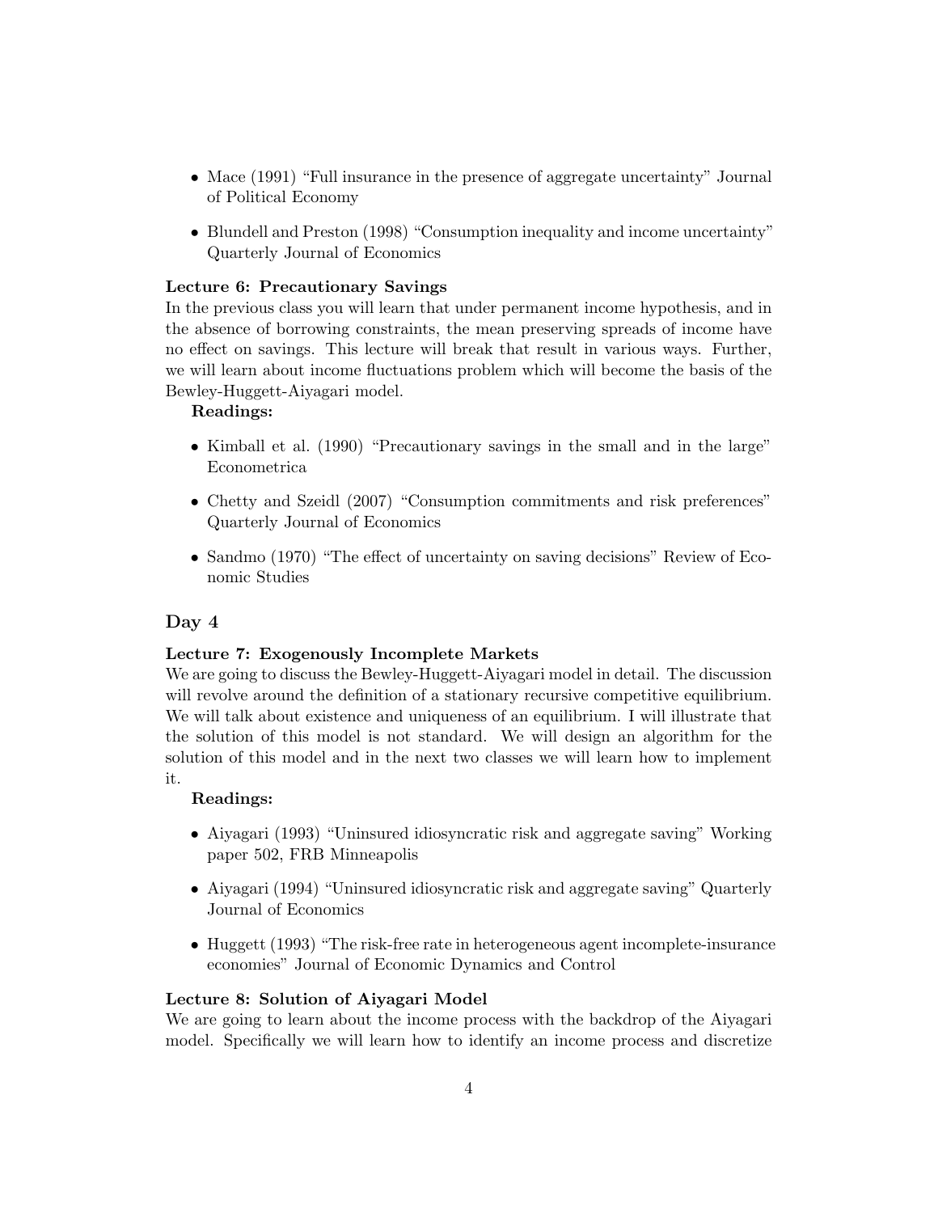- Mace (1991) "Full insurance in the presence of aggregate uncertainty" Journal of Political Economy
- Blundell and Preston (1998) "Consumption inequality and income uncertainty" Quarterly Journal of Economics

**Lecture 6: Precautionary Savings**

In the previous class you will learn that under permanent income hypothesis, and in the absence of borrowing constraints, the mean preserving spreads of income have no effect on savings. This lecture will break that result in various ways. Further, we will learn about income fluctuations problem which will become the basis of the Bewley-Huggett-Aiyagari model.

**Readings:**

- Kimball et al. (1990) "Precautionary savings in the small and in the large" Econometrica
- Chetty and Szeidl (2007) "Consumption commitments and risk preferences" Quarterly Journal of Economics
- Sandmo (1970) "The effect of uncertainty on saving decisions" Review of Economic Studies

## Day 4

**Lecture 7: Exogenously Incomplete Markets**

We are going to discuss the Bewley-Huggett-Aiyagari model in detail. The discussion will revolve around the definition of a stationary recursive competitive equilibrium. We will talk about existence and uniqueness of an equilibrium. I will illustrate that the solution of this model is not standard. We will design an algorithm for the solution of this model and in the next two classes we will learn how to implement it.

**Readings:**

- Aiyagari (1993) "Uninsured idiosyncratic risk and aggregate saving" Working paper 502, FRB Minneapolis
- Aiyagari (1994) "Uninsured idiosyncratic risk and aggregate saving" Quarterly Journal of Economics
- Huggett (1993) "The risk-free rate in heterogeneous agent incomplete-insurance economies" Journal of Economic Dynamics and Control

**Lecture 8: Solution of Aiyagari Model**

We are going to learn about the income process with the backdrop of the Aiyagari model. Specifically we will learn how to identify an income process and discretize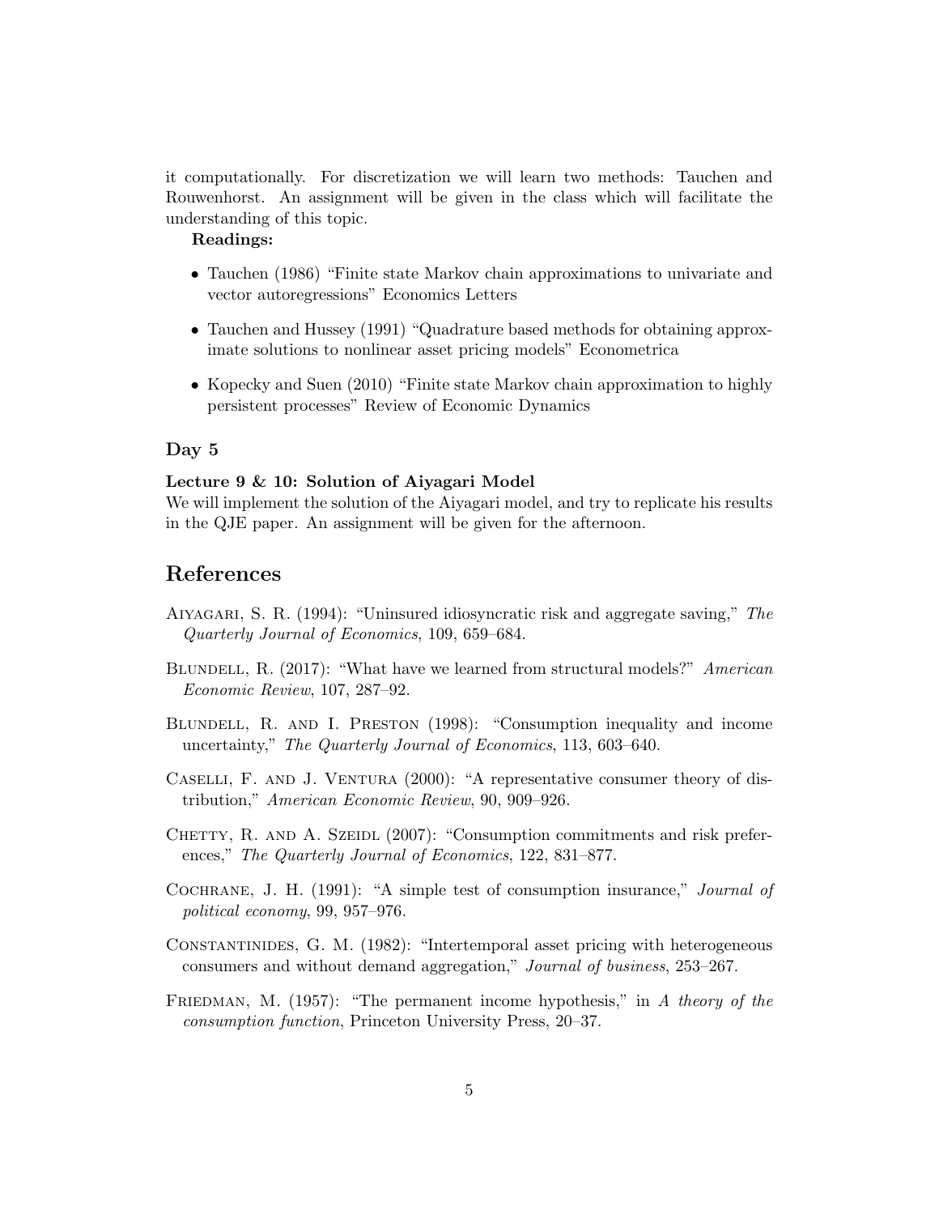it computationally. For discretization we will learn two methods: Tauchen and Rouwenhorst. An assignment will be given in the class which will facilitate the understanding of this topic.

**Readings:**

- Tauchen (1986) "Finite state Markov chain approximations to univariate and vector autoregressions" Economics Letters
- Tauchen and Hussey (1991) "Quadrature based methods for obtaining approximate solutions to nonlinear asset pricing models" Econometrica
- Kopecky and Suen (2010) "Finite state Markov chain approximation to highly persistent processes" Review of Economic Dynamics

### Day 5

**Lecture 9 & 10: Solution of Aiyagari Model**

We will implement the solution of the Aiyagari model, and try to replicate his results in the QJE paper. An assignment will be given for the afternoon.

## References

Aiyagari, S. R. (1994): "Uninsured idiosyncratic risk and aggregate saving," *The Quarterly Journal of Economics*, 109, 659–684.

Blundell, R. (2017): "What have we learned from structural models?" *American Economic Review*, 107, 287–92.

Blundell, R. and I. Preston (1998): "Consumption inequality and income uncertainty," *The Quarterly Journal of Economics*, 113, 603–640.

Caselli, F. and J. Ventura (2000): "A representative consumer theory of distribution," *American Economic Review*, 90, 909–926.

Chetty, R. and A. Szeidl (2007): "Consumption commitments and risk preferences," *The Quarterly Journal of Economics*, 122, 831–877.

Cochrane, J. H. (1991): "A simple test of consumption insurance," *Journal of political economy*, 99, 957–976.

Constantinides, G. M. (1982): "Intertemporal asset pricing with heterogeneous consumers and without demand aggregation," *Journal of business*, 253–267.

Friedman, M. (1957): "The permanent income hypothesis," in *A theory of the consumption function*, Princeton University Press, 20–37.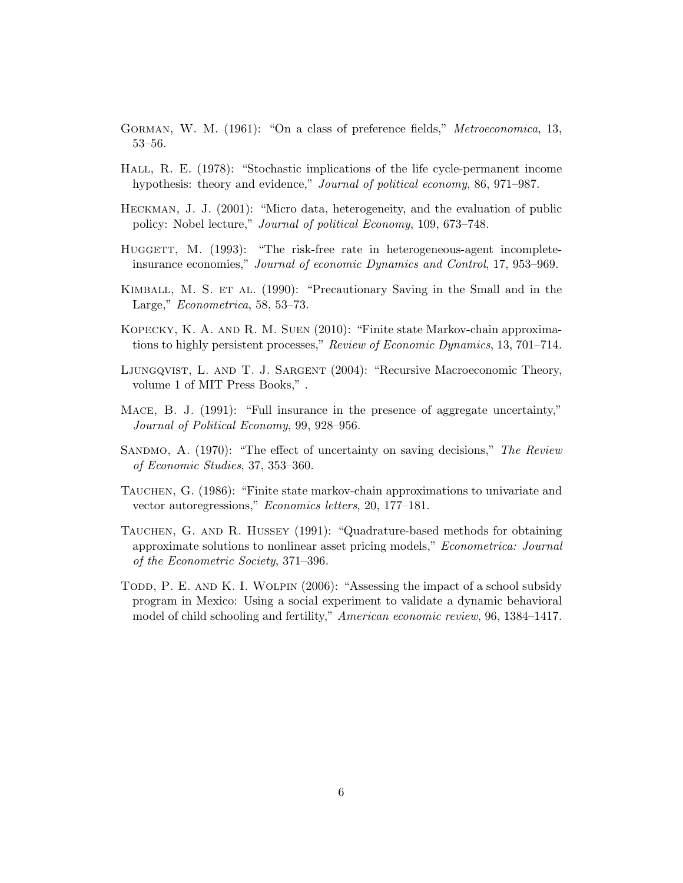Gorman, W. M. (1961): "On a class of preference fields," *Metroeconomica*, 13, 53–56.

Hall, R. E. (1978): "Stochastic implications of the life cycle-permanent income hypothesis: theory and evidence," *Journal of political economy*, 86, 971–987.

Heckman, J. J. (2001): "Micro data, heterogeneity, and the evaluation of public policy: Nobel lecture," *Journal of political Economy*, 109, 673–748.

Huggett, M. (1993): "The risk-free rate in heterogeneous-agent incomplete-insurance economies," *Journal of economic Dynamics and Control*, 17, 953–969.

Kimball, M. S. et al. (1990): "Precautionary Saving in the Small and in the Large," *Econometrica*, 58, 53–73.

Kopecky, K. A. and R. M. Suen (2010): "Finite state Markov-chain approximations to highly persistent processes," *Review of Economic Dynamics*, 13, 701–714.

Ljungqvist, L. and T. J. Sargent (2004): "Recursive Macroeconomic Theory, volume 1 of MIT Press Books," .

Mace, B. J. (1991): "Full insurance in the presence of aggregate uncertainty," *Journal of Political Economy*, 99, 928–956.

Sandmo, A. (1970): "The effect of uncertainty on saving decisions," *The Review of Economic Studies*, 37, 353–360.

Tauchen, G. (1986): "Finite state markov-chain approximations to univariate and vector autoregressions," *Economics letters*, 20, 177–181.

Tauchen, G. and R. Hussey (1991): "Quadrature-based methods for obtaining approximate solutions to nonlinear asset pricing models," *Econometrica: Journal of the Econometric Society*, 371–396.

Todd, P. E. and K. I. Wolpin (2006): "Assessing the impact of a school subsidy program in Mexico: Using a social experiment to validate a dynamic behavioral model of child schooling and fertility," *American economic review*, 96, 1384–1417.